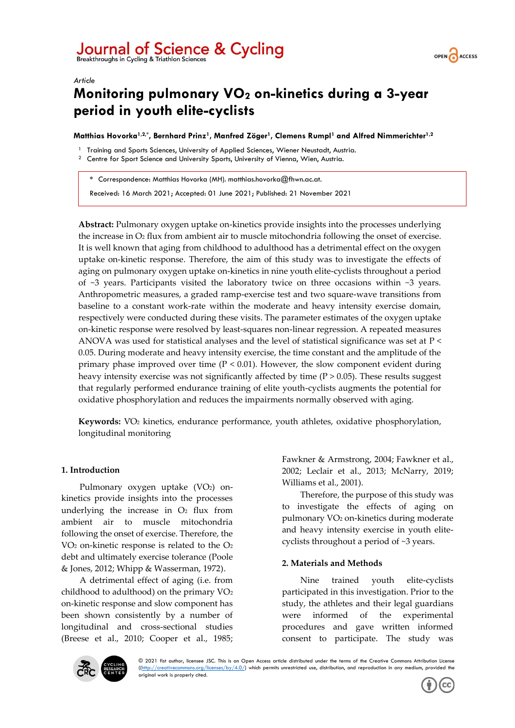*Article*

# Monitoring pulmonary $VO_2$ on-kinetics during a 3-year period in youth elite-cyclists

**Matthias Hovorka[1,2,*], Bernhard Prinz[1], Manfred Zöger[1], Clemens Rumpl[1] and Alfred Nimmerichter[1,2]**

[1] Training and Sports Sciences, University of Applied Sciences, Wiener Neustadt, Austria.
[2] Centre for Sport Science and University Sports, University of Vienna, Wien, Austria.

\* Correspondence: Matthias Hovorka (MH). matthias.hovorka@fhwn.ac.at.

Received: 16 March 2021; Accepted: 01 June 2021; Published: 21 November 2021

**Abstract:** Pulmonary oxygen uptake on-kinetics provide insights into the processes underlying the increase in $O_2$ flux from ambient air to muscle mitochondria following the onset of exercise. It is well known that aging from childhood to adulthood has a detrimental effect on the oxygen uptake on-kinetic response. Therefore, the aim of this study was to investigate the effects of aging on pulmonary oxygen uptake on-kinetics in nine youth elite-cyclists throughout a period of ~3 years. Participants visited the laboratory twice on three occasions within ~3 years. Anthropometric measures, a graded ramp-exercise test and two square-wave transitions from baseline to a constant work-rate within the moderate and heavy intensity exercise domain, respectively were conducted during these visits. The parameter estimates of the oxygen uptake on-kinetic response were resolved by least-squares non-linear regression. A repeated measures ANOVA was used for statistical analyses and the level of statistical significance was set at $P < 0.05$. During moderate and heavy intensity exercise, the time constant and the amplitude of the primary phase improved over time ($P < 0.01$). However, the slow component evident during heavy intensity exercise was not significantly affected by time ($P > 0.05$). These results suggest that regularly performed endurance training of elite youth-cyclists augments the potential for oxidative phosphorylation and reduces the impairments normally observed with aging.

**Keywords:** $VO_2$ kinetics, endurance performance, youth athletes, oxidative phosphorylation, longitudinal monitoring

## 1. Introduction

Pulmonary oxygen uptake ($VO_2$) on-kinetics provide insights into the processes underlying the increase in $O_2$ flux from ambient air to muscle mitochondria following the onset of exercise. Therefore, the $VO_2$ on-kinetic response is related to the $O_2$ debt and ultimately exercise tolerance (Poole & Jones, 2012; Whipp & Wasserman, 1972).

A detrimental effect of aging (i.e. from childhood to adulthood) on the primary $VO_2$ on-kinetic response and slow component has been shown consistently by a number of longitudinal and cross-sectional studies (Breese et al., 2010; Cooper et al., 1985; Fawkner & Armstrong, 2004; Fawkner et al., 2002; Leclair et al., 2013; McNarry, 2019; Williams et al., 2001).

Therefore, the purpose of this study was to investigate the effects of aging on pulmonary $VO_2$ on-kinetics during moderate and heavy intensity exercise in youth elite-cyclists throughout a period of ~3 years.

## 2. Materials and Methods

Nine trained youth elite-cyclists participated in this investigation. Prior to the study, the athletes and their legal guardians were informed of the experimental procedures and gave written informed consent to participate. The study was

© 2021 fist author, licensee JSC. This is an Open Access article distributed under the terms of the Creative Commons Attribution License ((http://creativecommons.org/licenses/by/4.0/) which permits unrestricted use, distribution, and reproduction in any medium, provided the original work is properly cited.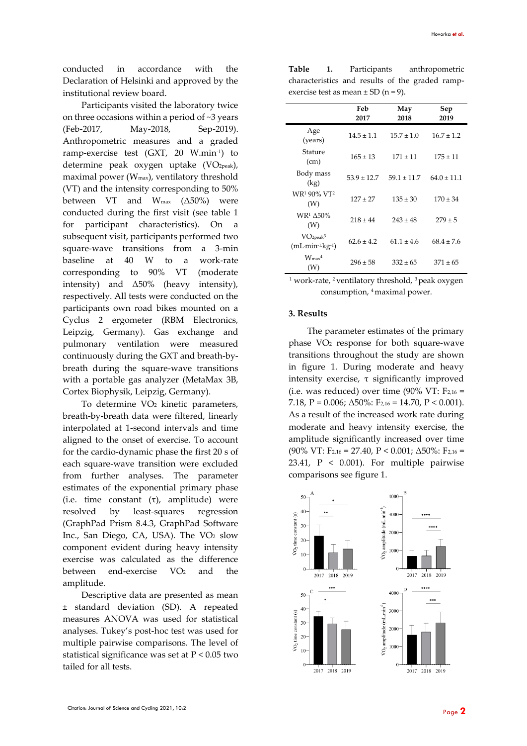conducted in accordance with the Declaration of Helsinki and approved by the institutional review board.

Participants visited the laboratory twice on three occasions within a period of ~3 years (Feb-2017, May-2018, Sep-2019). Anthropometric measures and a graded ramp-exercise test (GXT, 20 $W.min^{-1}$) to determine peak oxygen uptake ($VO_{2peak}$), maximal power ($W_{max}$), ventilatory threshold (VT) and the intensity corresponding to 50% between VT and $W_{max}$ (Δ50%) were conducted during the first visit (see table 1 for participant characteristics). On a subsequent visit, participants performed two square-wave transitions from a 3-min baseline at 40 W to a work-rate corresponding to 90% VT (moderate intensity) and Δ50% (heavy intensity), respectively. All tests were conducted on the participants own road bikes mounted on a Cyclus 2 ergometer (RBM Electronics, Leipzig, Germany). Gas exchange and pulmonary ventilation were measured continuously during the GXT and breath-by-breath during the square-wave transitions with a portable gas analyzer (MetaMax 3B, Cortex Biophysik, Leipzig, Germany).

To determine $VO_2$ kinetic parameters, breath-by-breath data were filtered, linearly interpolated at 1-second intervals and time aligned to the onset of exercise. To account for the cardio-dynamic phase the first 20 s of each square-wave transition were excluded from further analyses. The parameter estimates of the exponential primary phase (i.e. time constant (τ), amplitude) were resolved by least-squares regression (GraphPad Prism 8.4.3, GraphPad Software Inc., San Diego, CA, USA). The $VO_2$ slow component evident during heavy intensity exercise was calculated as the difference between end-exercise $VO_2$ and the amplitude.

Descriptive data are presented as mean ± standard deviation (SD). A repeated measures ANOVA was used for statistical analyses. Tukey's post-hoc test was used for multiple pairwise comparisons. The level of statistical significance was set at $P < 0.05$ two tailed for all tests.

**Table 1.** Participants anthropometric characteristics and results of the graded ramp-exercise test as mean ± SD (n = 9).

| | Feb 2017 | May 2018 | Sep 2019 |
|---|---|---|---|
| Age (years) | 14.5 ± 1.1 | 15.7 ± 1.0 | 16.7 ± 1.2 |
| Stature (cm) | 165 ± 13 | 171 ± 11 | 175 ± 11 |
| Body mass (kg) | 53.9 ± 12.7 | 59.1 ± 11.7 | 64.0 ± 11.1 |
| WR[1] 90% VT[2] (W) | 127 ± 27 | 135 ± 30 | 170 ± 34 |
| WR[1] Δ50% (W) | 218 ± 44 | 243 ± 48 | 279 ± 5 |
| $VO_{2peak}$[3] ($mL·min^{-1}·kg^{-1}$) | 62.6 ± 4.2 | 61.1 ± 4.6 | 68.4 ± 7.6 |
| $W_{max}$[4] (W) | 296 ± 58 | 332 ± 65 | 371 ± 65 |

[1] work-rate, [2] ventilatory threshold, [3] peak oxygen consumption, [4] maximal power.

## 3. Results

The parameter estimates of the primary phase $VO_2$ response for both square-wave transitions throughout the study are shown in figure 1. During moderate and heavy intensity exercise, τ significantly improved (i.e. was reduced) over time (90% VT: $F_{2,16} = 7.18$, $P = 0.006$; Δ50%: $F_{2,16} = 14.70$, $P < 0.001$). As a result of the increased work rate during moderate and heavy intensity exercise, the amplitude significantly increased over time (90% VT: $F_{2,16} = 27.40$, $P < 0.001$; Δ50%: $F_{2,16} = 23.41$, $P < 0.001$). For multiple pairwise comparisons see figure 1.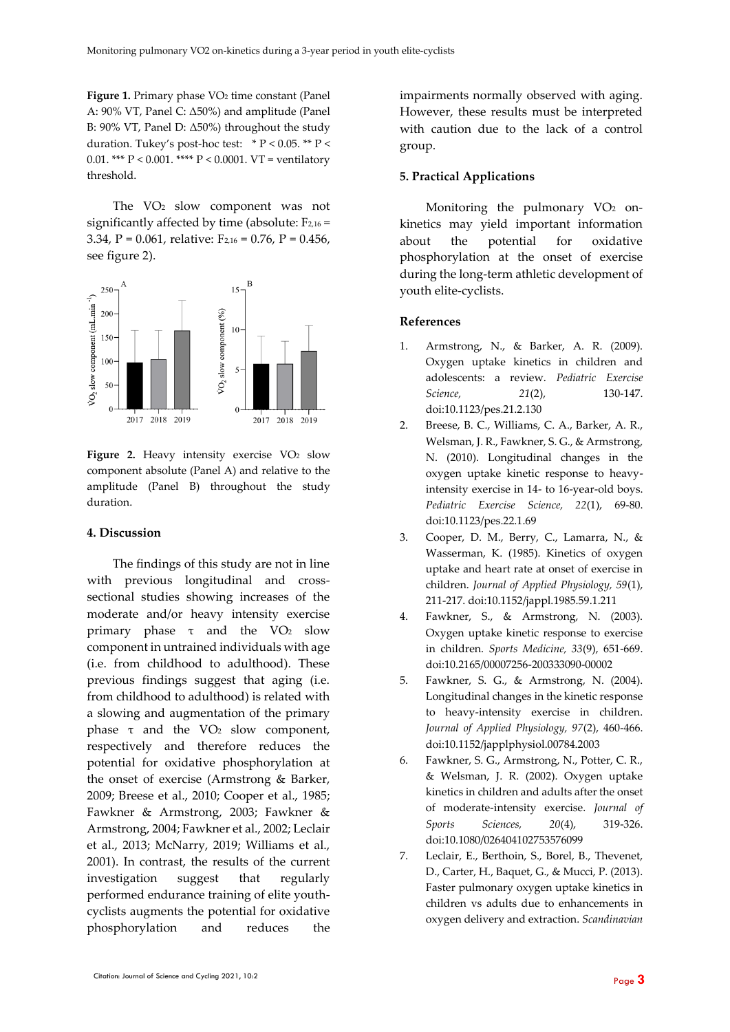**Figure 1.** Primary phase $VO_2$ time constant (Panel A: 90% VT, Panel C: Δ50%) and amplitude (Panel B: 90% VT, Panel D: Δ50%) throughout the study duration. Tukey's post-hoc test: * $P < 0.05$. ** $P < 0.01$. *** $P < 0.001$. **** $P < 0.0001$. VT = ventilatory threshold.

The $VO_2$ slow component was not significantly affected by time (absolute: $F_{2,16} = 3.34$, $P = 0.061$, relative: $F_{2,16} = 0.76$, $P = 0.456$, see figure 2).

**Figure 2.** Heavy intensity exercise $VO_2$ slow component absolute (Panel A) and relative to the amplitude (Panel B) throughout the study duration.

## 4. Discussion

The findings of this study are not in line with previous longitudinal and cross-sectional studies showing increases of the moderate and/or heavy intensity exercise primary phase τ and the $VO_2$ slow component in untrained individuals with age (i.e. from childhood to adulthood). These previous findings suggest that aging (i.e. from childhood to adulthood) is related with a slowing and augmentation of the primary phase τ and the $VO_2$ slow component, respectively and therefore reduces the potential for oxidative phosphorylation at the onset of exercise (Armstrong & Barker, 2009; Breese et al., 2010; Cooper et al., 1985; Fawkner & Armstrong, 2003; Fawkner & Armstrong, 2004; Fawkner et al., 2002; Leclair et al., 2013; McNarry, 2019; Williams et al., 2001). In contrast, the results of the current investigation suggest that regularly performed endurance training of elite youth-cyclists augments the potential for oxidative phosphorylation and reduces the impairments normally observed with aging. However, these results must be interpreted with caution due to the lack of a control group.

## 5. Practical Applications

Monitoring the pulmonary $VO_2$ on-kinetics may yield important information about the potential for oxidative phosphorylation at the onset of exercise during the long-term athletic development of youth elite-cyclists.

## References

1. Armstrong, N., & Barker, A. R. (2009). Oxygen uptake kinetics in children and adolescents: a review. *Pediatric Exercise Science, 21*(2), 130-147. doi:10.1123/pes.21.2.130
2. Breese, B. C., Williams, C. A., Barker, A. R., Welsman, J. R., Fawkner, S. G., & Armstrong, N. (2010). Longitudinal changes in the oxygen uptake kinetic response to heavy-intensity exercise in 14- to 16-year-old boys. *Pediatric Exercise Science, 22*(1), 69-80. doi:10.1123/pes.22.1.69
3. Cooper, D. M., Berry, C., Lamarra, N., & Wasserman, K. (1985). Kinetics of oxygen uptake and heart rate at onset of exercise in children. *Journal of Applied Physiology, 59*(1), 211-217. doi:10.1152/jappl.1985.59.1.211
4. Fawkner, S., & Armstrong, N. (2003). Oxygen uptake kinetic response to exercise in children. *Sports Medicine, 33*(9), 651-669. doi:10.2165/00007256-200333090-00002
5. Fawkner, S. G., & Armstrong, N. (2004). Longitudinal changes in the kinetic response to heavy-intensity exercise in children. *Journal of Applied Physiology, 97*(2), 460-466. doi:10.1152/japplphysiol.00784.2003
6. Fawkner, S. G., Armstrong, N., Potter, C. R., & Welsman, J. R. (2002). Oxygen uptake kinetics in children and adults after the onset of moderate-intensity exercise. *Journal of Sports Sciences, 20*(4), 319-326. doi:10.1080/026404102753576099
7. Leclair, E., Berthoin, S., Borel, B., Thevenet, D., Carter, H., Baquet, G., & Mucci, P. (2013). Faster pulmonary oxygen uptake kinetics in children vs adults due to enhancements in oxygen delivery and extraction. *Scandinavian*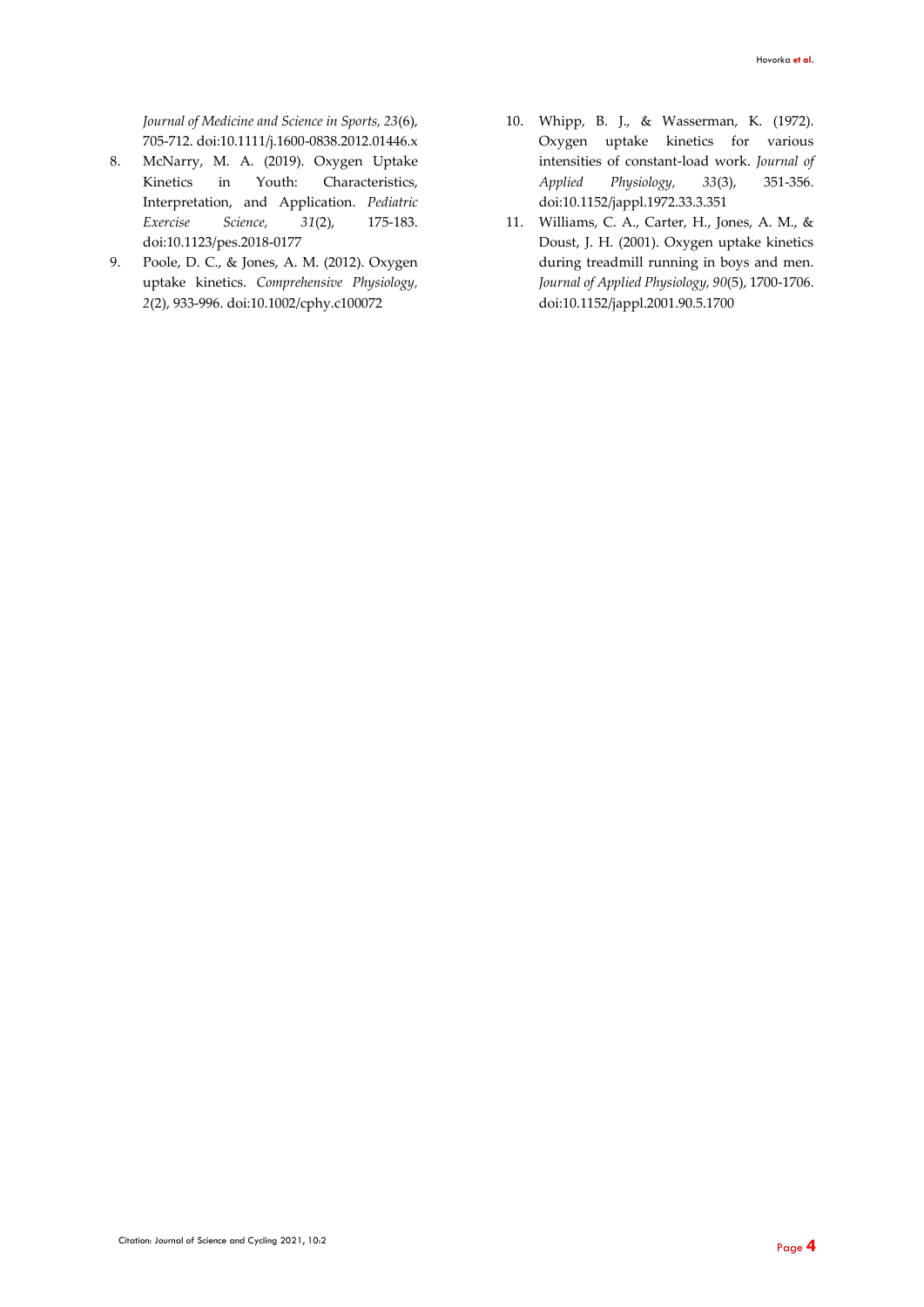*Journal of Medicine and Science in Sports, 23*(6), 705-712. doi:10.1111/j.1600-0838.2012.01446.x

8. McNarry, M. A. (2019). Oxygen Uptake Kinetics in Youth: Characteristics, Interpretation, and Application. *Pediatric Exercise Science, 31*(2), 175-183. doi:10.1123/pes.2018-0177
9. Poole, D. C., & Jones, A. M. (2012). Oxygen uptake kinetics. *Comprehensive Physiology, 2*(2), 933-996. doi:10.1002/cphy.c100072
10. Whipp, B. J., & Wasserman, K. (1972). Oxygen uptake kinetics for various intensities of constant-load work. *Journal of Applied Physiology, 33*(3), 351-356. doi:10.1152/jappl.1972.33.3.351
11. Williams, C. A., Carter, H., Jones, A. M., & Doust, J. H. (2001). Oxygen uptake kinetics during treadmill running in boys and men. *Journal of Applied Physiology, 90*(5), 1700-1706. doi:10.1152/jappl.2001.90.5.1700